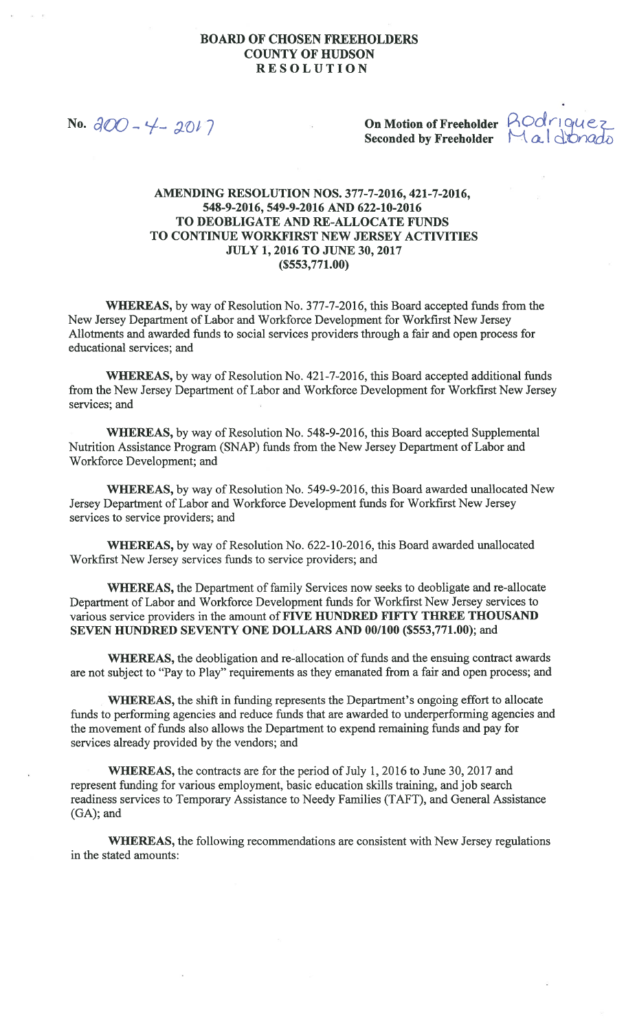# BOARD OF CHOSEN FREEHOLDERS
# COUNTY OF HUDSON
# RESOLUTION

No. 200-4-2017

**On Motion of Freeholder** Rodriguez
**Seconded by Freeholder** Maldonado

**AMENDING RESOLUTION NOS. 377-7-2016, 421-7-2016, 548-9-2016, 549-9-2016 AND 622-10-2016 TO DEOBLIGATE AND RE-ALLOCATE FUNDS TO CONTINUE WORKFIRST NEW JERSEY ACTIVITIES JULY 1, 2016 TO JUNE 30, 2017 ($553,771.00)**

**WHEREAS,** by way of Resolution No. 377-7-2016, this Board accepted funds from the New Jersey Department of Labor and Workforce Development for Workfirst New Jersey Allotments and awarded funds to social services providers through a fair and open process for educational services; and

**WHEREAS,** by way of Resolution No. 421-7-2016, this Board accepted additional funds from the New Jersey Department of Labor and Workforce Development for Workfirst New Jersey services; and

**WHEREAS,** by way of Resolution No. 548-9-2016, this Board accepted Supplemental Nutrition Assistance Program (SNAP) funds from the New Jersey Department of Labor and Workforce Development; and

**WHEREAS,** by way of Resolution No. 549-9-2016, this Board awarded unallocated New Jersey Department of Labor and Workforce Development funds for Workfirst New Jersey services to service providers; and

**WHEREAS,** by way of Resolution No. 622-10-2016, this Board awarded unallocated Workfirst New Jersey services funds to service providers; and

**WHEREAS,** the Department of family Services now seeks to deobligate and re-allocate Department of Labor and Workforce Development funds for Workfirst New Jersey services to various service providers in the amount of **FIVE HUNDRED FIFTY THREE THOUSAND SEVEN HUNDRED SEVENTY ONE DOLLARS AND 00/100 ($553,771.00)**; and

**WHEREAS,** the deobligation and re-allocation of funds and the ensuing contract awards are not subject to "Pay to Play" requirements as they emanated from a fair and open process; and

**WHEREAS,** the shift in funding represents the Department's ongoing effort to allocate funds to performing agencies and reduce funds that are awarded to underperforming agencies and the movement of funds also allows the Department to expend remaining funds and pay for services already provided by the vendors; and

**WHEREAS,** the contracts are for the period of July 1, 2016 to June 30, 2017 and represent funding for various employment, basic education skills training, and job search readiness services to Temporary Assistance to Needy Families (TAFT), and General Assistance (GA); and

**WHEREAS,** the following recommendations are consistent with New Jersey regulations in the stated amounts: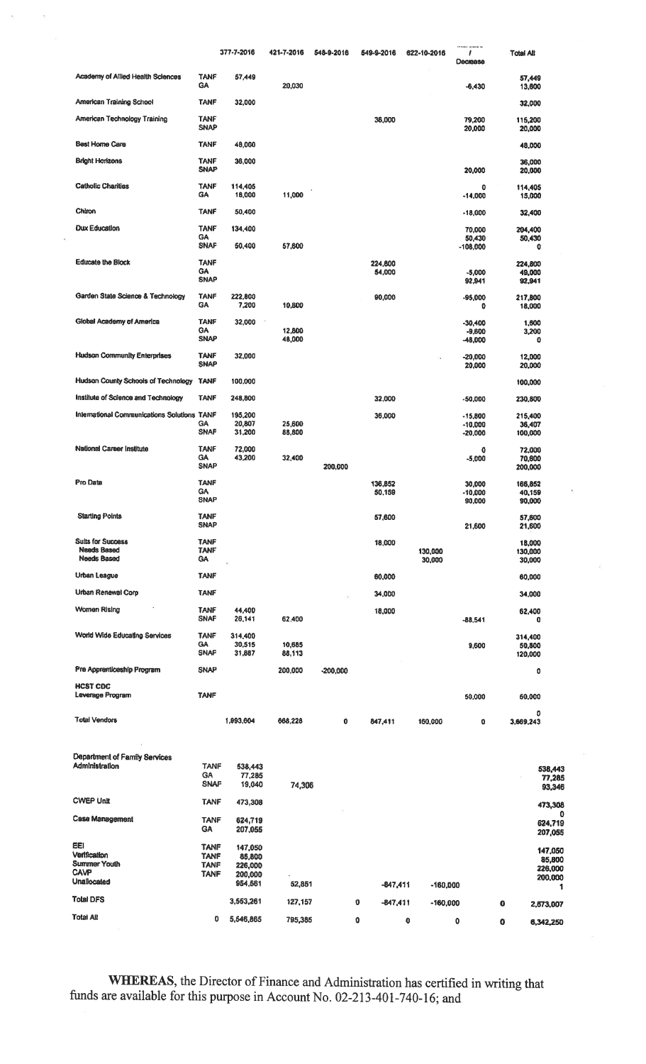| | | 377-7-2016 | 421-7-2016 | 548-9-2016 | 549-9-2016 | 622-10-2016 | Increase / Decrease | Total All |
|---|---|---|---|---|---|---|---|---|
| Academy of Allied Health Sciences | TANF | 57,449 | | | | | | 57,449 |
| | GA | | 20,030 | | | | -6,430 | 13,600 |
| American Training School | TANF | 32,000 | | | | | | 32,000 |
| American Technology Training | TANF | | | | 36,000 | | 79,200 | 115,200 |
| | SNAP | | | | | | 20,000 | 20,000 |
| Best Home Care | TANF | 48,000 | | | | | | 48,000 |
| Bright Horizons | TANF | 36,000 | | | | | | 36,000 |
| | SNAP | | | | | | 20,000 | 20,000 |
| Catholic Charities | TANF | 114,405 | | | | | 0 | 114,405 |
| | GA | 18,000 | 11,000 | | | | -14,000 | 15,000 |
| Chiron | TANF | 50,400 | | | | | -18,000 | 32,400 |
| Dux Education | TANF | 134,400 | | | | | 70,000 | 204,400 |
| | GA | | | | | | 50,430 | 50,430 |
| | SNAP | 50,400 | 57,600 | | | | -108,000 | 0 |
| Educate the Block | TANF | | | | 224,800 | | | 224,800 |
| | GA | | | | 54,000 | | -5,000 | 49,000 |
| | SNAP | | | | | | 92,941 | 92,941 |
| Garden State Science & Technology | TANF | 222,800 | | | 90,000 | | -95,000 | 217,800 |
| | GA | 7,200 | 10,800 | | | | 0 | 18,000 |
| Global Academy of America | TANF | 32,000 | | | | | -30,400 | 1,600 |
| | GA | | 12,800 | | | | -9,600 | 3,200 |
| | SNAP | | 48,000 | | | | -48,000 | 0 |
| Hudson Community Enterprises | TANF | 32,000 | | | | | -20,000 | 12,000 |
| | SNAP | | | | | | 20,000 | 20,000 |
| Hudson County Schools of Technology | TANF | 100,000 | | | | | | 100,000 |
| Institute of Science and Technology | TANF | 248,800 | | | 32,000 | | -50,000 | 230,800 |
| International Communications Solutions | TANF | 195,200 | | | 36,000 | | -15,800 | 215,400 |
| | GA | 20,807 | 25,600 | | | | -10,000 | 36,407 |
| | SNAP | 31,200 | 88,800 | | | | -20,000 | 100,000 |
| National Career Institute | TANF | 72,000 | | | | | 0 | 72,000 |
| | GA | 43,200 | 32,400 | | | | -5,000 | 70,600 |
| | SNAP | | | 200,000 | | | | 200,000 |
| Pro Data | TANF | | | | 136,852 | | 30,000 | 166,852 |
| | GA | | | | 50,159 | | -10,000 | 40,159 |
| | SNAP | | | | | | 90,000 | 90,000 |
| Starting Points | TANF | | | | 57,600 | | | 57,600 |
| | SNAP | | | | | | 21,600 | 21,600 |
| Suits for Success | TANF | | | | 18,000 | | | 18,000 |
| Needs Based | TANF | | | | | 130,000 | | 130,000 |
| Needs Based | GA | | | | | 30,000 | | 30,000 |
| Urban League | TANF | | | | 60,000 | | | 60,000 |
| Urban Renewal Corp | TANF | | | | 34,000 | | | 34,000 |
| Women Rising | TANF | 44,400 | | | 18,000 | | | 62,400 |
| | SNAP | 26,141 | 62,400 | | | | -88,541 | 0 |
| World Wide Educating Services | TANF | 314,400 | | | | | | 314,400 |
| | GA | 30,515 | 10,685 | | | | 9,600 | 50,800 |
| | SNAP | 31,887 | 88,113 | | | | | 120,000 |
| Pre Apprenticeship Program | SNAP | | 200,000 | -200,000 | | | | 0 |
| HCST CDC Leverage Program | TANF | | | | | | 50,000 | 50,000 |
| | | | | | | | | 0 |
| Total Vendors | | 1,893,604 | 666,228 | 0 | 847,411 | 160,000 | 0 | 3,669,243 |
| | | | | | | | | |
| Department of Family Services Administration | TANF | 538,443 | | | | | | 538,443 |
| | GA | 77,285 | | | | | | 77,285 |
| | SNAP | 19,040 | 74,306 | | | | | 93,346 |
| CWEP Unit | TANF | 473,308 | | | | | | 473,308 |
| | | | | | | | | 0 |
| Case Management | TANF | 624,719 | | | | | | 624,719 |
| | GA | 207,055 | | | | | | 207,055 |
| EEI | TANF | 147,050 | | | | | | 147,050 |
| Verification | TANF | 85,800 | | | | | | 85,800 |
| Summer Youth | TANF | 226,000 | | | | | | 226,000 |
| CAVP | TANF | 200,000 | | | | | | 200,000 |
| Unallocated | | 954,561 | 52,851 | | -847,411 | -160,000 | | 1 |
| Total DFS | | 3,553,261 | 127,157 | 0 | -847,411 | -160,000 | 0 | 2,673,007 |
| Total All | 0 | 5,546,865 | 795,385 | 0 | 0 | 0 | 0 | 6,342,250 |

**WHEREAS**, the Director of Finance and Administration has certified in writing that funds are available for this purpose in Account No. 02-213-401-740-16; and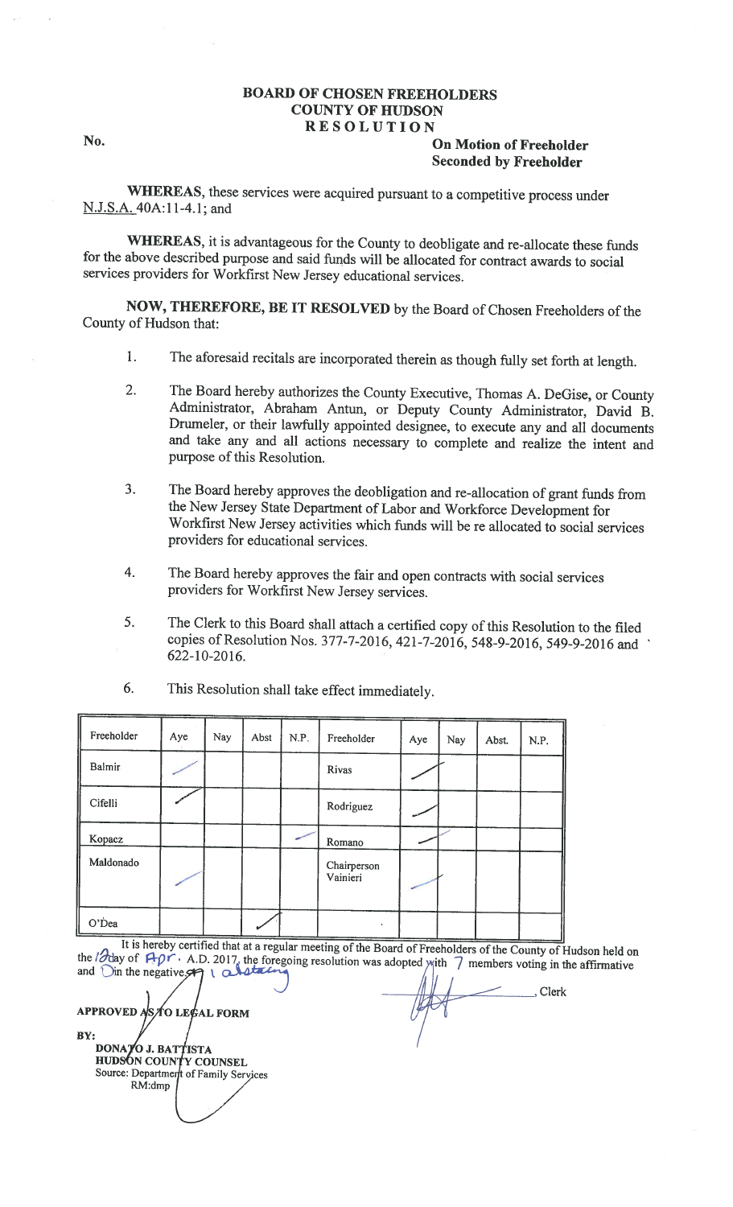**BOARD OF CHOSEN FREEHOLDERS**
**COUNTY OF HUDSON**
**RESOLUTION**

No.

**On Motion of Freeholder**
**Seconded by Freeholder**

**WHEREAS,** these services were acquired pursuant to a competitive process under N.J.S.A. 40A:11-4.1; and

**WHEREAS,** it is advantageous for the County to deobligate and re-allocate these funds for the above described purpose and said funds will be allocated for contract awards to social services providers for Workfirst New Jersey educational services.

**NOW, THEREFORE, BE IT RESOLVED** by the Board of Chosen Freeholders of the County of Hudson that:

1. The aforesaid recitals are incorporated therein as though fully set forth at length.

2. The Board hereby authorizes the County Executive, Thomas A. DeGise, or County Administrator, Abraham Antun, or Deputy County Administrator, David B. Drumeler, or their lawfully appointed designee, to execute any and all documents and take any and all actions necessary to complete and realize the intent and purpose of this Resolution.

3. The Board hereby approves the deobligation and re-allocation of grant funds from the New Jersey State Department of Labor and Workforce Development for Workfirst New Jersey activities which funds will be re allocated to social services providers for educational services.

4. The Board hereby approves the fair and open contracts with social services providers for Workfirst New Jersey services.

5. The Clerk to this Board shall attach a certified copy of this Resolution to the filed copies of Resolution Nos. 377-7-2016, 421-7-2016, 548-9-2016, 549-9-2016 and 622-10-2016.

6. This Resolution shall take effect immediately.

| Freeholder | Aye | Nay | Abst | N.P. | Freeholder | Aye | Nay | Abst. | N.P. |
|---|---|---|---|---|---|---|---|---|---|
| Balmir | ✓ | | | | Rivas | ✓ | | | |
| Cifelli | ✓ | | | | Rodriguez | ✓ | | | |
| Kopacz | | | | ✓ | Romano | ✓ | | | |
| Maldonado | ✓ | | | | Chairperson Vainieri | ✓ | | | |
| O'Dea | | | ✓ | | | | | | |

It is hereby certified that at a regular meeting of the Board of Freeholders of the County of Hudson held on the 12 day of Apr. A.D. 2017, the foregoing resolution was adopted with 7 members voting in the affirmative and 0 in the negative. 1 abstaining

_______________, Clerk

APPROVED AS TO LEGAL FORM

BY:
DONATO J. BATTISTA
HUDSON COUNTY COUNSEL
Source: Department of Family Services
RM:dmp